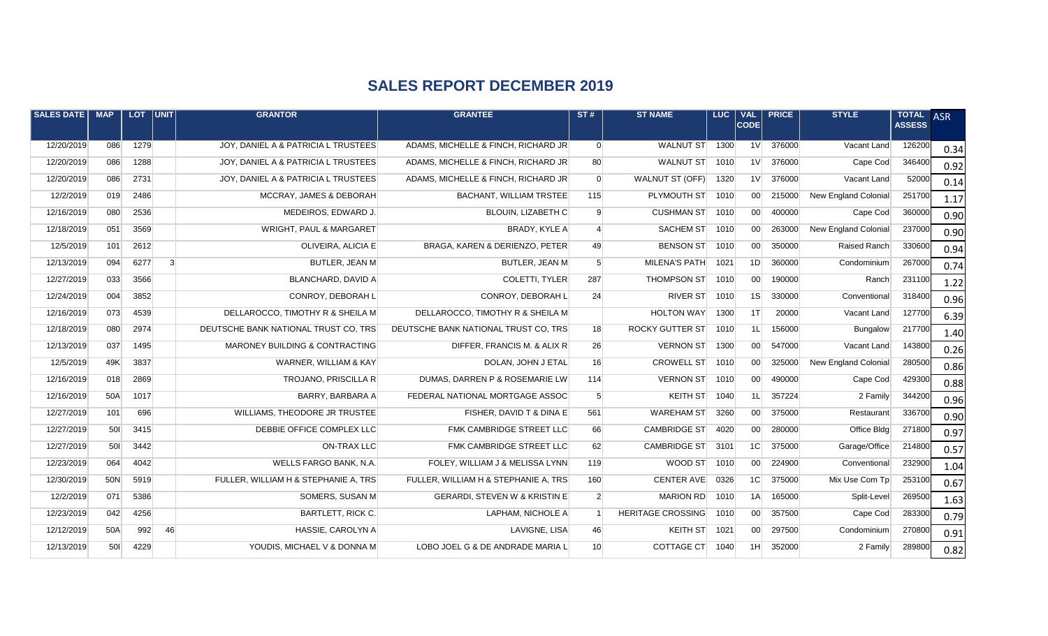# SALES REPORT DECEMBER 2019

| SALES DATE | MAP | LOT | UNIT | GRANTOR | GRANTEE | ST # | ST NAME | LUC | VAL CODE | PRICE | STYLE | TOTAL ASSESS | ASR |
|---|---|---|---|---|---|---|---|---|---|---|---|---|---|
| 12/20/2019 | 086 | 1279 | | JOY, DANIEL A & PATRICIA L TRUSTEES | ADAMS, MICHELLE & FINCH, RICHARD JR | 0 | WALNUT ST | 1300 | 1V | 376000 | Vacant Land | 126200 | 0.34 |
| 12/20/2019 | 086 | 1288 | | JOY, DANIEL A & PATRICIA L TRUSTEES | ADAMS, MICHELLE & FINCH, RICHARD JR | 80 | WALNUT ST | 1010 | 1V | 376000 | Cape Cod | 346400 | 0.92 |
| 12/20/2019 | 086 | 2731 | | JOY, DANIEL A & PATRICIA L TRUSTEES | ADAMS, MICHELLE & FINCH, RICHARD JR | 0 | WALNUT ST (OFF) | 1320 | 1V | 376000 | Vacant Land | 52000 | 0.14 |
| 12/2/2019 | 019 | 2486 | | MCCRAY, JAMES & DEBORAH | BACHANT, WILLIAM TRSTEE | 115 | PLYMOUTH ST | 1010 | 00 | 215000 | New England Colonial | 251700 | 1.17 |
| 12/16/2019 | 080 | 2536 | | MEDEIROS, EDWARD J. | BLOUIN, LIZABETH C | 9 | CUSHMAN ST | 1010 | 00 | 400000 | Cape Cod | 360000 | 0.90 |
| 12/18/2019 | 051 | 3569 | | WRIGHT, PAUL & MARGARET | BRADY, KYLE A | 4 | SACHEM ST | 1010 | 00 | 263000 | New England Colonial | 237000 | 0.90 |
| 12/5/2019 | 101 | 2612 | | OLIVEIRA, ALICIA E | BRAGA, KAREN & DERIENZO, PETER | 49 | BENSON ST | 1010 | 00 | 350000 | Raised Ranch | 330600 | 0.94 |
| 12/13/2019 | 094 | 6277 | 3 | BUTLER, JEAN M | BUTLER, JEAN M | 5 | MILENA'S PATH | 1021 | 1D | 360000 | Condominium | 267000 | 0.74 |
| 12/27/2019 | 033 | 3566 | | BLANCHARD, DAVID A | COLETTI, TYLER | 287 | THOMPSON ST | 1010 | 00 | 190000 | Ranch | 231100 | 1.22 |
| 12/24/2019 | 004 | 3852 | | CONROY, DEBORAH L | CONROY, DEBORAH L | 24 | RIVER ST | 1010 | 1S | 330000 | Conventional | 318400 | 0.96 |
| 12/16/2019 | 073 | 4539 | | DELLAROCCO, TIMOTHY R & SHEILA M | DELLAROCCO, TIMOTHY R & SHEILA M | | HOLTON WAY | 1300 | 1T | 20000 | Vacant Land | 127700 | 6.39 |
| 12/18/2019 | 080 | 2974 | | DEUTSCHE BANK NATIONAL TRUST CO, TRS | DEUTSCHE BANK NATIONAL TRUST CO, TRS | 18 | ROCKY GUTTER ST | 1010 | 1L | 156000 | Bungalow | 217700 | 1.40 |
| 12/13/2019 | 037 | 1495 | | MARONEY BUILDING & CONTRACTING | DIFFER, FRANCIS M. & ALIX R | 26 | VERNON ST | 1300 | 00 | 547000 | Vacant Land | 143800 | 0.26 |
| 12/5/2019 | 49K | 3837 | | WARNER, WILLIAM & KAY | DOLAN, JOHN J ETAL | 16 | CROWELL ST | 1010 | 00 | 325000 | New England Colonial | 280500 | 0.86 |
| 12/16/2019 | 018 | 2869 | | TROJANO, PRISCILLA R | DUMAS, DARREN P & ROSEMARIE LW | 114 | VERNON ST | 1010 | 00 | 490000 | Cape Cod | 429300 | 0.88 |
| 12/16/2019 | 50A | 1017 | | BARRY, BARBARA A | FEDERAL NATIONAL MORTGAGE ASSOC | 5 | KEITH ST | 1040 | 1L | 357224 | 2 Family | 344200 | 0.96 |
| 12/27/2019 | 101 | 696 | | WILLIAMS, THEODORE JR TRUSTEE | FISHER, DAVID T & DINA E | 561 | WAREHAM ST | 3260 | 00 | 375000 | Restaurant | 336700 | 0.90 |
| 12/27/2019 | 50I | 3415 | | DEBBIE OFFICE COMPLEX LLC | FMK CAMBRIDGE STREET LLC | 66 | CAMBRIDGE ST | 4020 | 00 | 280000 | Office Bldg | 271800 | 0.97 |
| 12/27/2019 | 50I | 3442 | | ON-TRAX LLC | FMK CAMBRIDGE STREET LLC | 62 | CAMBRIDGE ST | 3101 | 1C | 375000 | Garage/Office | 214800 | 0.57 |
| 12/23/2019 | 064 | 4042 | | WELLS FARGO BANK, N.A. | FOLEY, WILLIAM J & MELISSA LYNN | 119 | WOOD ST | 1010 | 00 | 224900 | Conventional | 232900 | 1.04 |
| 12/30/2019 | 50N | 5919 | | FULLER, WILLIAM H & STEPHANIE A, TRS | FULLER, WILLIAM H & STEPHANIE A, TRS | 160 | CENTER AVE | 0326 | 1C | 375000 | Mix Use Com Tp | 253100 | 0.67 |
| 12/2/2019 | 071 | 5386 | | SOMERS, SUSAN M | GERARDI, STEVEN W & KRISTIN E | 2 | MARION RD | 1010 | 1A | 165000 | Split-Level | 269500 | 1.63 |
| 12/23/2019 | 042 | 4256 | | BARTLETT, RICK C. | LAPHAM, NICHOLE A | 1 | HERITAGE CROSSING | 1010 | 00 | 357500 | Cape Cod | 283300 | 0.79 |
| 12/12/2019 | 50A | 992 | 46 | HASSIE, CAROLYN A | LAVIGNE, LISA | 46 | KEITH ST | 1021 | 00 | 297500 | Condominium | 270800 | 0.91 |
| 12/13/2019 | 50I | 4229 | | YOUDIS, MICHAEL V & DONNA M | LOBO JOEL G & DE ANDRADE MARIA L | 10 | COTTAGE CT | 1040 | 1H | 352000 | 2 Family | 289800 | 0.82 |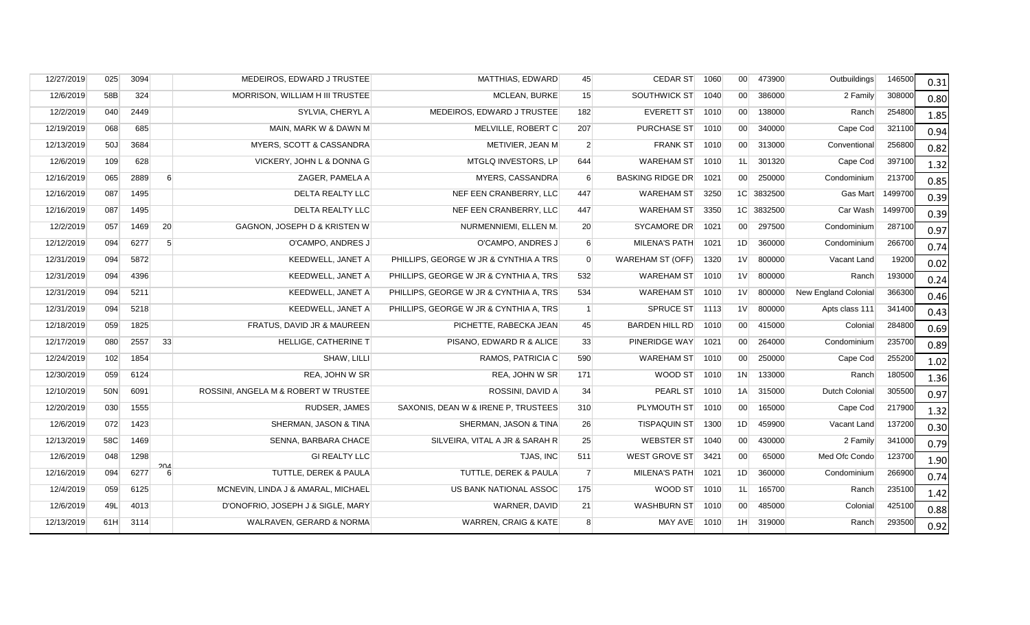| | | | | | | | | | | | | | | |
|---|---|---|---|---|---|---|---|---|---|---|---|---|---|---|
| 12/27/2019 | 025 | 3094 | | MEDEIROS, EDWARD J TRUSTEE | MATTHIAS, EDWARD | 45 | CEDAR ST | 1060 | 00 | 473900 | Outbuildings | 146500 | 0.31 |
| 12/6/2019 | 58B | 324 | | MORRISON, WILLIAM H III TRUSTEE | MCLEAN, BURKE | 15 | SOUTHWICK ST | 1040 | 00 | 386000 | 2 Family | 308000 | 0.80 |
| 12/2/2019 | 040 | 2449 | | SYLVIA, CHERYL A | MEDEIROS, EDWARD J TRUSTEE | 182 | EVERETT ST | 1010 | 00 | 138000 | Ranch | 254800 | 1.85 |
| 12/19/2019 | 068 | 685 | | MAIN, MARK W & DAWN M | MELVILLE, ROBERT C | 207 | PURCHASE ST | 1010 | 00 | 340000 | Cape Cod | 321100 | 0.94 |
| 12/13/2019 | 50J | 3684 | | MYERS, SCOTT & CASSANDRA | METIVIER, JEAN M | 2 | FRANK ST | 1010 | 00 | 313000 | Conventional | 256800 | 0.82 |
| 12/6/2019 | 109 | 628 | | VICKERY, JOHN L & DONNA G | MTGLQ INVESTORS, LP | 644 | WAREHAM ST | 1010 | 1L | 301320 | Cape Cod | 397100 | 1.32 |
| 12/16/2019 | 065 | 2889 | 6 | ZAGER, PAMELA A | MYERS, CASSANDRA | 6 | BASKING RIDGE DR | 1021 | 00 | 250000 | Condominium | 213700 | 0.85 |
| 12/16/2019 | 087 | 1495 | | DELTA REALTY LLC | NEF EEN CRANBERRY, LLC | 447 | WAREHAM ST | 3250 | 1C | 3832500 | Gas Mart | 1499700 | 0.39 |
| 12/16/2019 | 087 | 1495 | | DELTA REALTY LLC | NEF EEN CRANBERRY, LLC | 447 | WAREHAM ST | 3350 | 1C | 3832500 | Car Wash | 1499700 | 0.39 |
| 12/2/2019 | 057 | 1469 | 20 | GAGNON, JOSEPH D & KRISTEN W | NURMENNIEMI, ELLEN M. | 20 | SYCAMORE DR | 1021 | 00 | 297500 | Condominium | 287100 | 0.97 |
| 12/12/2019 | 094 | 6277 | 5 | O'CAMPO, ANDRES J | O'CAMPO, ANDRES J | 6 | MILENA'S PATH | 1021 | 1D | 360000 | Condominium | 266700 | 0.74 |
| 12/31/2019 | 094 | 5872 | | KEEDWELL, JANET A | PHILLIPS, GEORGE W JR & CYNTHIA A TRS | 0 | WAREHAM ST (OFF) | 1320 | 1V | 800000 | Vacant Land | 19200 | 0.02 |
| 12/31/2019 | 094 | 4396 | | KEEDWELL, JANET A | PHILLIPS, GEORGE W JR & CYNTHIA A, TRS | 532 | WAREHAM ST | 1010 | 1V | 800000 | Ranch | 193000 | 0.24 |
| 12/31/2019 | 094 | 5211 | | KEEDWELL, JANET A | PHILLIPS, GEORGE W JR & CYNTHIA A, TRS | 534 | WAREHAM ST | 1010 | 1V | 800000 | New England Colonial | 366300 | 0.46 |
| 12/31/2019 | 094 | 5218 | | KEEDWELL, JANET A | PHILLIPS, GEORGE W JR & CYNTHIA A, TRS | 1 | SPRUCE ST | 1113 | 1V | 800000 | Apts class 111 | 341400 | 0.43 |
| 12/18/2019 | 059 | 1825 | | FRATUS, DAVID JR & MAUREEN | PICHETTE, RABECKA JEAN | 45 | BARDEN HILL RD | 1010 | 00 | 415000 | Colonial | 284800 | 0.69 |
| 12/17/2019 | 080 | 2557 | 33 | HELLIGE, CATHERINE T | PISANO, EDWARD R & ALICE | 33 | PINERIDGE WAY | 1021 | 00 | 264000 | Condominium | 235700 | 0.89 |
| 12/24/2019 | 102 | 1854 | | SHAW, LILLI | RAMOS, PATRICIA C | 590 | WAREHAM ST | 1010 | 00 | 250000 | Cape Cod | 255200 | 1.02 |
| 12/30/2019 | 059 | 6124 | | REA, JOHN W SR | REA, JOHN W SR | 171 | WOOD ST | 1010 | 1N | 133000 | Ranch | 180500 | 1.36 |
| 12/10/2019 | 50N | 6091 | | ROSSINI, ANGELA M & ROBERT W TRUSTEE | ROSSINI, DAVID A | 34 | PEARL ST | 1010 | 1A | 315000 | Dutch Colonial | 305500 | 0.97 |
| 12/20/2019 | 030 | 1555 | | RUDSER, JAMES | SAXONIS, DEAN W & IRENE P, TRUSTEES | 310 | PLYMOUTH ST | 1010 | 00 | 165000 | Cape Cod | 217900 | 1.32 |
| 12/6/2019 | 072 | 1423 | | SHERMAN, JASON & TINA | SHERMAN, JASON & TINA | 26 | TISPAQUIN ST | 1300 | 1D | 459900 | Vacant Land | 137200 | 0.30 |
| 12/13/2019 | 58C | 1469 | | SENNA, BARBARA CHACE | SILVEIRA, VITAL A JR & SARAH R | 25 | WEBSTER ST | 1040 | 00 | 430000 | 2 Family | 341000 | 0.79 |
| 12/6/2019 | 048 | 1298 | 204 | GI REALTY LLC | TJAS, INC | 511 | WEST GROVE ST | 3421 | 00 | 65000 | Med Ofc Condo | 123700 | 1.90 |
| 12/16/2019 | 094 | 6277 | 6 | TUTTLE, DEREK & PAULA | TUTTLE, DEREK & PAULA | 7 | MILENA'S PATH | 1021 | 1D | 360000 | Condominium | 266900 | 0.74 |
| 12/4/2019 | 059 | 6125 | | MCNEVIN, LINDA J & AMARAL, MICHAEL | US BANK NATIONAL ASSOC | 175 | WOOD ST | 1010 | 1L | 165700 | Ranch | 235100 | 1.42 |
| 12/6/2019 | 49L | 4013 | | D'ONOFRIO, JOSEPH J & SIGLE, MARY | WARNER, DAVID | 21 | WASHBURN ST | 1010 | 00 | 485000 | Colonial | 425100 | 0.88 |
| 12/13/2019 | 61H | 3114 | | WALRAVEN, GERARD & NORMA | WARREN, CRAIG & KATE | 8 | MAY AVE | 1010 | 1H | 319000 | Ranch | 293500 | 0.92 |